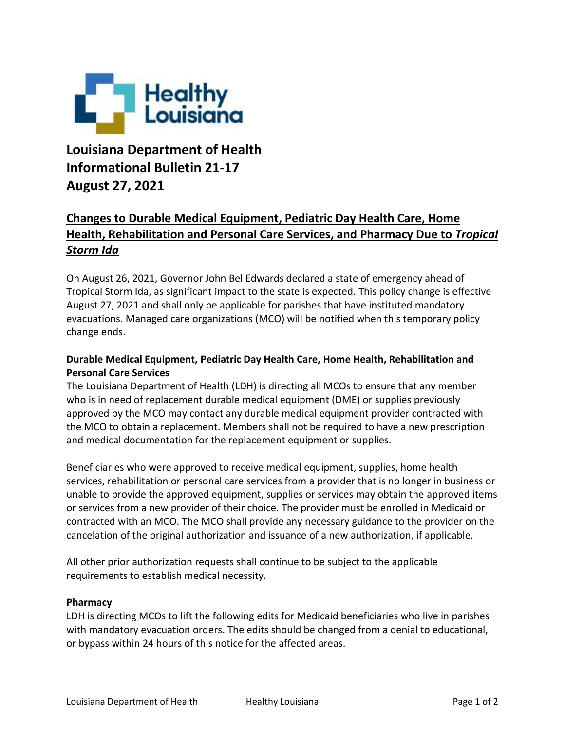# Louisiana Department of Health
# Informational Bulletin 21-17
# August 27, 2021

## Changes to Durable Medical Equipment, Pediatric Day Health Care, Home Health, Rehabilitation and Personal Care Services, and Pharmacy Due to *Tropical Storm Ida*

On August 26, 2021, Governor John Bel Edwards declared a state of emergency ahead of Tropical Storm Ida, as significant impact to the state is expected. This policy change is effective August 27, 2021 and shall only be applicable for parishes that have instituted mandatory evacuations. Managed care organizations (MCO) will be notified when this temporary policy change ends.

### Durable Medical Equipment, Pediatric Day Health Care, Home Health, Rehabilitation and Personal Care Services

The Louisiana Department of Health (LDH) is directing all MCOs to ensure that any member who is in need of replacement durable medical equipment (DME) or supplies previously approved by the MCO may contact any durable medical equipment provider contracted with the MCO to obtain a replacement. Members shall not be required to have a new prescription and medical documentation for the replacement equipment or supplies.

Beneficiaries who were approved to receive medical equipment, supplies, home health services, rehabilitation or personal care services from a provider that is no longer in business or unable to provide the approved equipment, supplies or services may obtain the approved items or services from a new provider of their choice. The provider must be enrolled in Medicaid or contracted with an MCO. The MCO shall provide any necessary guidance to the provider on the cancelation of the original authorization and issuance of a new authorization, if applicable.

All other prior authorization requests shall continue to be subject to the applicable requirements to establish medical necessity.

### Pharmacy

LDH is directing MCOs to lift the following edits for Medicaid beneficiaries who live in parishes with mandatory evacuation orders. The edits should be changed from a denial to educational, or bypass within 24 hours of this notice for the affected areas.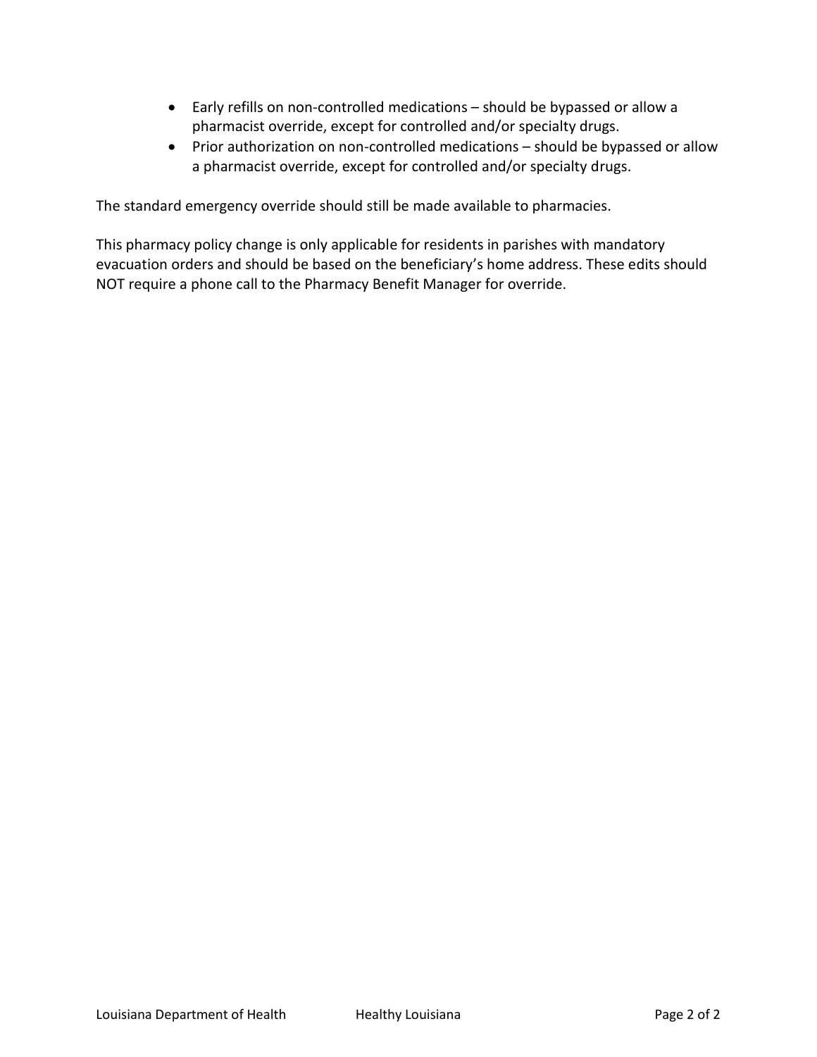- Early refills on non-controlled medications – should be bypassed or allow a pharmacist override, except for controlled and/or specialty drugs.
- Prior authorization on non-controlled medications – should be bypassed or allow a pharmacist override, except for controlled and/or specialty drugs.

The standard emergency override should still be made available to pharmacies.

This pharmacy policy change is only applicable for residents in parishes with mandatory evacuation orders and should be based on the beneficiary's home address. These edits should NOT require a phone call to the Pharmacy Benefit Manager for override.